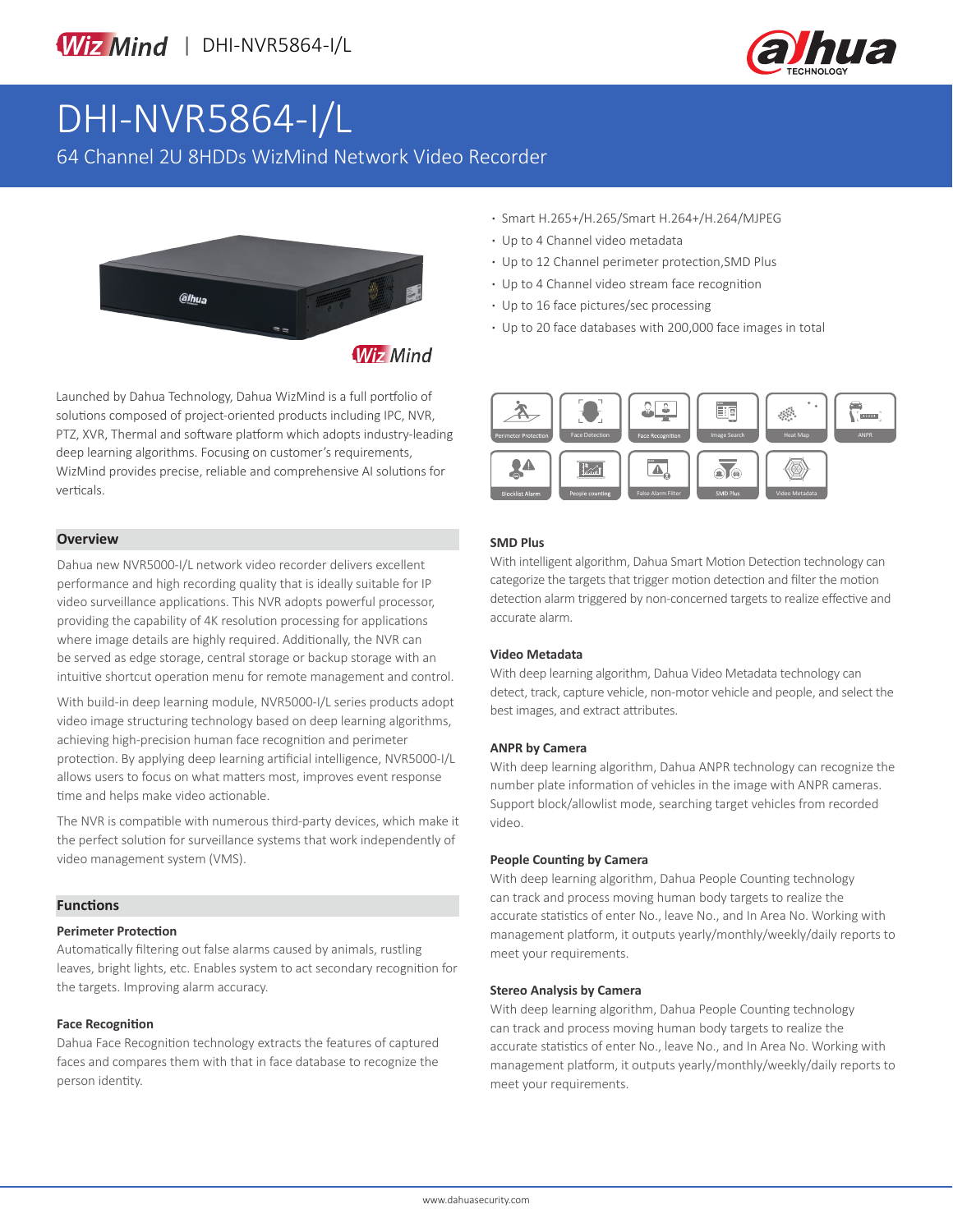# DHI-NVR5864-I/L

64 Channel 2U 8HDDs WizMind Network Video Recorder

- Smart H.265+/H.265/Smart H.264+/H.264/MJPEG
- Up to 4 Channel video metadata
- Up to 12 Channel perimeter protection,SMD Plus
- Up to 4 Channel video stream face recognition
- Up to 16 face pictures/sec processing
- Up to 20 face databases with 200,000 face images in total

Launched by Dahua Technology, Dahua WizMind is a full portfolio of solutions composed of project-oriented products including IPC, NVR, PTZ, XVR, Thermal and software platform which adopts industry-leading deep learning algorithms. Focusing on customer's requirements, WizMind provides precise, reliable and comprehensive AI solutions for verticals.

Perimeter Protection | Face Detection | Face Recognition | Image Search | Heat Map | ANPR | Blocklist Alarm | People counting | False Alarm Filter | SMD Plus | Video Metadata

## Overview

Dahua new NVR5000-I/L network video recorder delivers excellent performance and high recording quality that is ideally suitable for IP video surveillance applications. This NVR adopts powerful processor, providing the capability of 4K resolution processing for applications where image details are highly required. Additionally, the NVR can be served as edge storage, central storage or backup storage with an intuitive shortcut operation menu for remote management and control.

With build-in deep learning module, NVR5000-I/L series products adopt video image structuring technology based on deep learning algorithms, achieving high-precision human face recognition and perimeter protection. By applying deep learning artificial intelligence, NVR5000-I/L allows users to focus on what matters most, improves event response time and helps make video actionable.

The NVR is compatible with numerous third-party devices, which make it the perfect solution for surveillance systems that work independently of video management system (VMS).

## Functions

### Perimeter Protection

Automatically filtering out false alarms caused by animals, rustling leaves, bright lights, etc. Enables system to act secondary recognition for the targets. Improving alarm accuracy.

### Face Recognition

Dahua Face Recognition technology extracts the features of captured faces and compares them with that in face database to recognize the person identity.

### SMD Plus

With intelligent algorithm, Dahua Smart Motion Detection technology can categorize the targets that trigger motion detection and filter the motion detection alarm triggered by non-concerned targets to realize effective and accurate alarm.

### Video Metadata

With deep learning algorithm, Dahua Video Metadata technology can detect, track, capture vehicle, non-motor vehicle and people, and select the best images, and extract attributes.

### ANPR by Camera

With deep learning algorithm, Dahua ANPR technology can recognize the number plate information of vehicles in the image with ANPR cameras. Support block/allowlist mode, searching target vehicles from recorded video.

### People Counting by Camera

With deep learning algorithm, Dahua People Counting technology can track and process moving human body targets to realize the accurate statistics of enter No., leave No., and In Area No. Working with management platform, it outputs yearly/monthly/weekly/daily reports to meet your requirements.

### Stereo Analysis by Camera

With deep learning algorithm, Dahua People Counting technology can track and process moving human body targets to realize the accurate statistics of enter No., leave No., and In Area No. Working with management platform, it outputs yearly/monthly/weekly/daily reports to meet your requirements.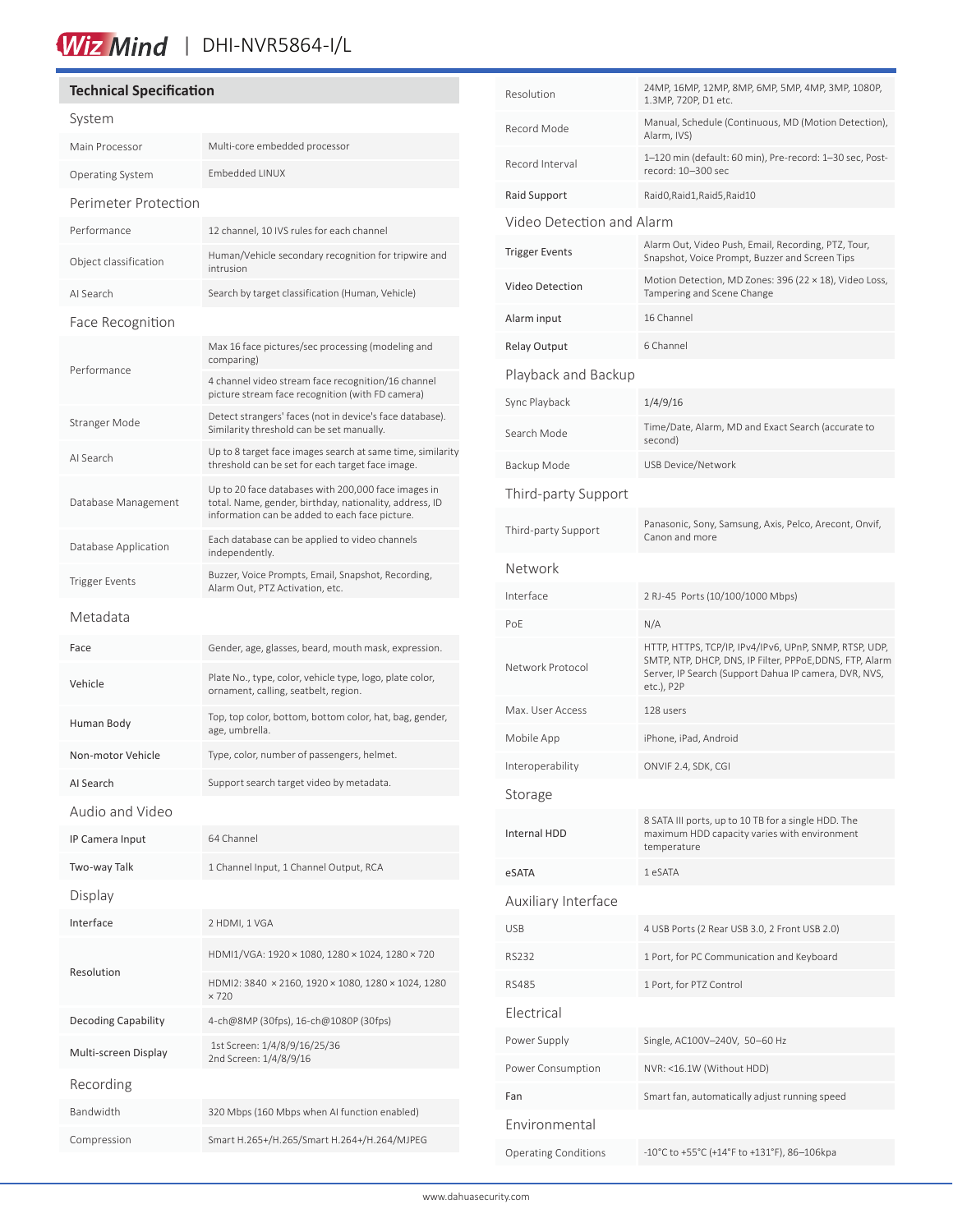## Technical Specification

### System

| | |
|---|---|
| Main Processor | Multi-core embedded processor |
| Operating System | Embedded LINUX |

### Perimeter Protection

| | |
|---|---|
| Performance | 12 channel, 10 IVS rules for each channel |
| Object classification | Human/Vehicle secondary recognition for tripwire and intrusion |
| AI Search | Search by target classification (Human, Vehicle) |

### Face Recognition

| | |
|---|---|
| Performance | Max 16 face pictures/sec processing (modeling and comparing) |
| | 4 channel video stream face recognition/16 channel picture stream face recognition (with FD camera) |
| Stranger Mode | Detect strangers' faces (not in device's face database). Similarity threshold can be set manually. |
| AI Search | Up to 8 target face images search at same time, similarity threshold can be set for each target face image. |
| Database Management | Up to 20 face databases with 200,000 face images in total. Name, gender, birthday, nationality, address, ID information can be added to each face picture. |
| Database Application | Each database can be applied to video channels independently. |
| Trigger Events | Buzzer, Voice Prompts, Email, Snapshot, Recording, Alarm Out, PTZ Activation, etc. |

### Metadata

| | |
|---|---|
| Face | Gender, age, glasses, beard, mouth mask, expression. |
| Vehicle | Plate No., type, color, vehicle type, logo, plate color, ornament, calling, seatbelt, region. |
| Human Body | Top, top color, bottom, bottom color, hat, bag, gender, age, umbrella. |
| Non-motor Vehicle | Type, color, number of passengers, helmet. |
| AI Search | Support search target video by metadata. |

### Audio and Video

| | |
|---|---|
| IP Camera Input | 64 Channel |
| Two-way Talk | 1 Channel Input, 1 Channel Output, RCA |

### Display

| | |
|---|---|
| Interface | 2 HDMI, 1 VGA |
| Resolution | HDMI1/VGA: 1920 × 1080, 1280 × 1024, 1280 × 720 |
| | HDMI2: 3840 × 2160, 1920 × 1080, 1280 × 1024, 1280 × 720 |
| Decoding Capability | 4-ch@8MP (30fps), 16-ch@1080P (30fps) |
| Multi-screen Display | 1st Screen: 1/4/8/9/16/25/36<br>2nd Screen: 1/4/8/9/16 |

### Recording

| | |
|---|---|
| Bandwidth | 320 Mbps (160 Mbps when AI function enabled) |
| Compression | Smart H.265+/H.265/Smart H.264+/H.264/MJPEG |
| Resolution | 24MP, 16MP, 12MP, 8MP, 6MP, 5MP, 4MP, 3MP, 1080P, 1.3MP, 720P, D1 etc. |
| Record Mode | Manual, Schedule (Continuous, MD (Motion Detection), Alarm, IVS) |
| Record Interval | 1–120 min (default: 60 min), Pre-record: 1–30 sec, Post-record: 10–300 sec |
| Raid Support | Raid0,Raid1,Raid5,Raid10 |

### Video Detection and Alarm

| | |
|---|---|
| Trigger Events | Alarm Out, Video Push, Email, Recording, PTZ, Tour, Snapshot, Voice Prompt, Buzzer and Screen Tips |
| Video Detection | Motion Detection, MD Zones: 396 (22 × 18), Video Loss, Tampering and Scene Change |
| Alarm input | 16 Channel |
| Relay Output | 6 Channel |

### Playback and Backup

| | |
|---|---|
| Sync Playback | 1/4/9/16 |
| Search Mode | Time/Date, Alarm, MD and Exact Search (accurate to second) |
| Backup Mode | USB Device/Network |

### Third-party Support

| | |
|---|---|
| Third-party Support | Panasonic, Sony, Samsung, Axis, Pelco, Arecont, Onvif, Canon and more |

### Network

| | |
|---|---|
| Interface | 2 RJ-45 Ports (10/100/1000 Mbps) |
| PoE | N/A |
| Network Protocol | HTTP, HTTPS, TCP/IP, IPv4/IPv6, UPnP, SNMP, RTSP, UDP, SMTP, NTP, DHCP, DNS, IP Filter, PPPoE,DDNS, FTP, Alarm Server, IP Search (Support Dahua IP camera, DVR, NVS, etc.), P2P |
| Max. User Access | 128 users |
| Mobile App | iPhone, iPad, Android |
| Interoperability | ONVIF 2.4, SDK, CGI |

### Storage

| | |
|---|---|
| Internal HDD | 8 SATA III ports, up to 10 TB for a single HDD. The maximum HDD capacity varies with environment temperature |
| eSATA | 1 eSATA |

### Auxiliary Interface

| | |
|---|---|
| USB | 4 USB Ports (2 Rear USB 3.0, 2 Front USB 2.0) |
| RS232 | 1 Port, for PC Communication and Keyboard |
| RS485 | 1 Port, for PTZ Control |

### Electrical

| | |
|---|---|
| Power Supply | Single, AC100V–240V, 50–60 Hz |
| Power Consumption | NVR: <16.1W (Without HDD) |
| Fan | Smart fan, automatically adjust running speed |

### Environmental

| | |
|---|---|
| Operating Conditions | -10°C to +55°C (+14°F to +131°F), 86–106kpa |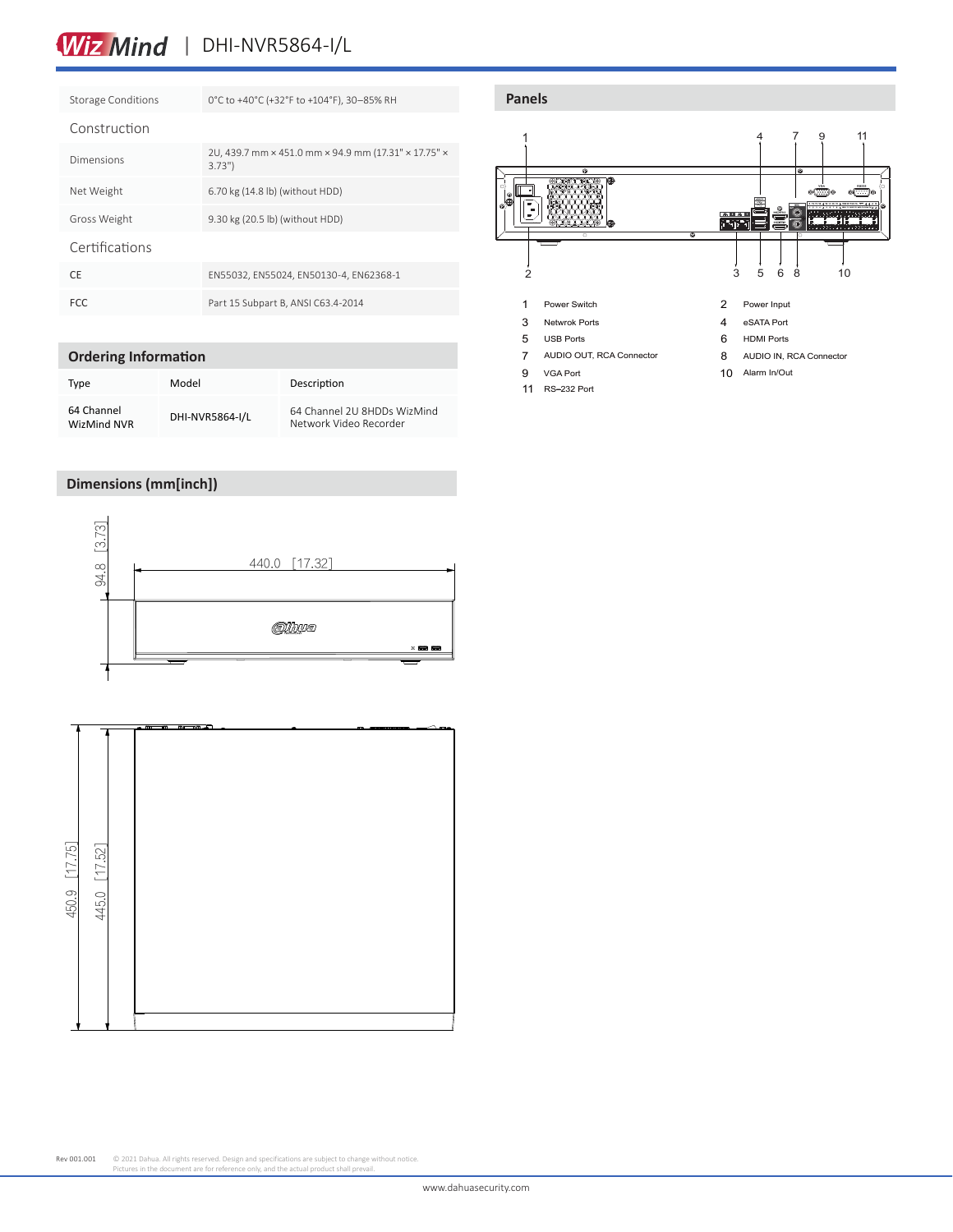| | |
|---|---|
| Storage Conditions | 0°C to +40°C (+32°F to +104°F), 30–85% RH |

### Construction

| | |
|---|---|
| Dimensions | 2U, 439.7 mm × 451.0 mm × 94.9 mm (17.31" × 17.75" × 3.73") |
| Net Weight | 6.70 kg (14.8 lb) (without HDD) |
| Gross Weight | 9.30 kg (20.5 lb) (without HDD) |

### Certifications

| | |
|---|---|
| CE | EN55032, EN55024, EN50130-4, EN62368-1 |
| FCC | Part 15 Subpart B, ANSI C63.4-2014 |

## Ordering Information

| Type | Model | Description |
|---|---|---|
| 64 Channel WizMind NVR | DHI-NVR5864-I/L | 64 Channel 2U 8HDDs WizMind Network Video Recorder |

## Dimensions (mm[inch])

440.0 [17.32]

94.8 [3.73]

450.9 [17.75]

445.0 [17.52]

## Panels

1 2 3 4 5 6 7 8 9 10 11

| | | | |
|---|---|---|---|
| 1 | Power Switch | 2 | Power Input |
| 3 | Netwrok Ports | 4 | eSATA Port |
| 5 | USB Ports | 6 | HDMI Ports |
| 7 | AUDIO OUT, RCA Connector | 8 | AUDIO IN, RCA Connector |
| 9 | VGA Port | 10 | Alarm In/Out |
| 11 | RS–232 Port | | |

Rev 001.001 © 2021 Dahua. All rights reserved. Design and specifications are subject to change without notice. Pictures in the document are for reference only, and the actual product shall prevail.